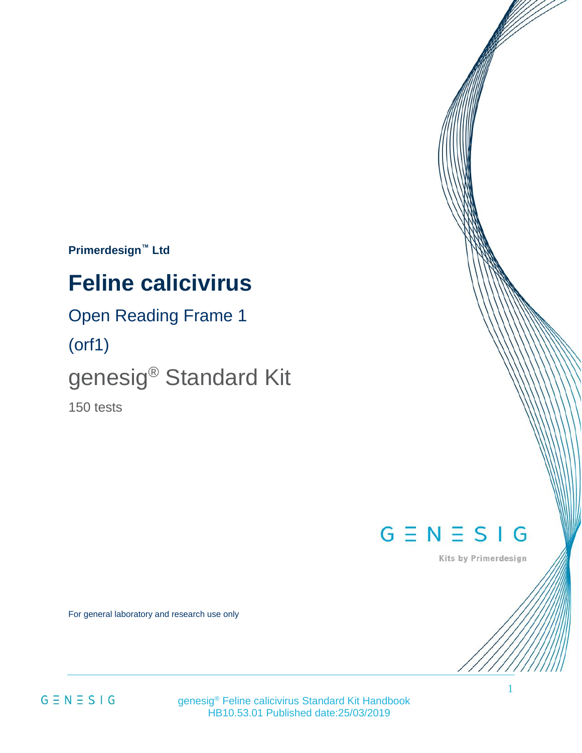**Primerdesign™ Ltd**

# Feline calicivirus

## Open Reading Frame 1

## (orf1)

## genesig® Standard Kit

150 tests

GENESIG

Kits by Primerdesign

For general laboratory and research use only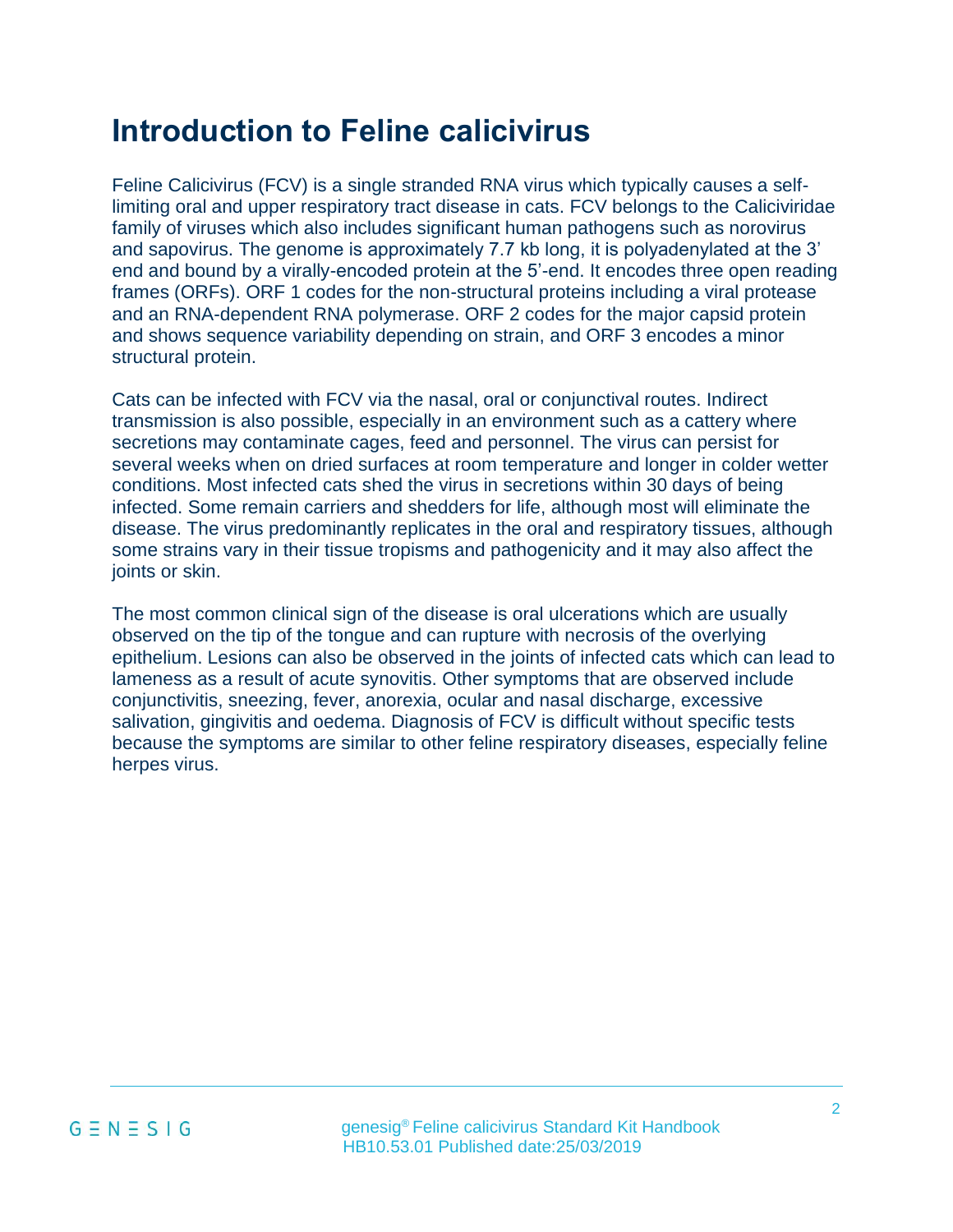# Introduction to Feline calicivirus

Feline Calicivirus (FCV) is a single stranded RNA virus which typically causes a self-limiting oral and upper respiratory tract disease in cats. FCV belongs to the Caliciviridae family of viruses which also includes significant human pathogens such as norovirus and sapovirus. The genome is approximately 7.7 kb long, it is polyadenylated at the 3' end and bound by a virally-encoded protein at the 5'-end. It encodes three open reading frames (ORFs). ORF 1 codes for the non-structural proteins including a viral protease and an RNA-dependent RNA polymerase. ORF 2 codes for the major capsid protein and shows sequence variability depending on strain, and ORF 3 encodes a minor structural protein.

Cats can be infected with FCV via the nasal, oral or conjunctival routes. Indirect transmission is also possible, especially in an environment such as a cattery where secretions may contaminate cages, feed and personnel. The virus can persist for several weeks when on dried surfaces at room temperature and longer in colder wetter conditions. Most infected cats shed the virus in secretions within 30 days of being infected. Some remain carriers and shedders for life, although most will eliminate the disease. The virus predominantly replicates in the oral and respiratory tissues, although some strains vary in their tissue tropisms and pathogenicity and it may also affect the joints or skin.

The most common clinical sign of the disease is oral ulcerations which are usually observed on the tip of the tongue and can rupture with necrosis of the overlying epithelium. Lesions can also be observed in the joints of infected cats which can lead to lameness as a result of acute synovitis. Other symptoms that are observed include conjunctivitis, sneezing, fever, anorexia, ocular and nasal discharge, excessive salivation, gingivitis and oedema. Diagnosis of FCV is difficult without specific tests because the symptoms are similar to other feline respiratory diseases, especially feline herpes virus.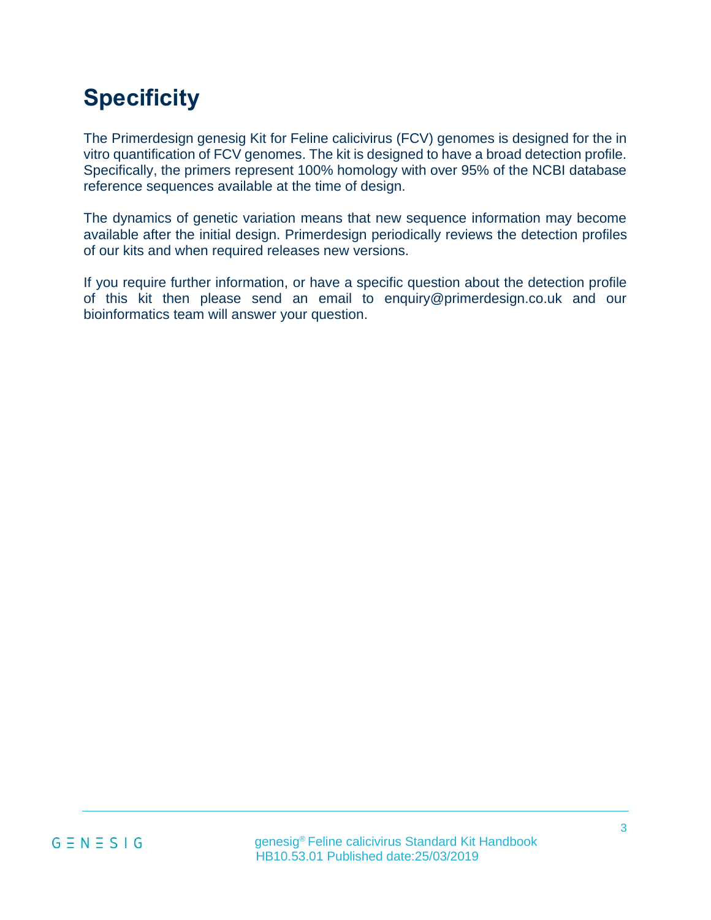# Specificity

The Primerdesign genesig Kit for Feline calicivirus (FCV) genomes is designed for the in vitro quantification of FCV genomes. The kit is designed to have a broad detection profile. Specifically, the primers represent 100% homology with over 95% of the NCBI database reference sequences available at the time of design.

The dynamics of genetic variation means that new sequence information may become available after the initial design. Primerdesign periodically reviews the detection profiles of our kits and when required releases new versions.

If you require further information, or have a specific question about the detection profile of this kit then please send an email to enquiry@primerdesign.co.uk and our bioinformatics team will answer your question.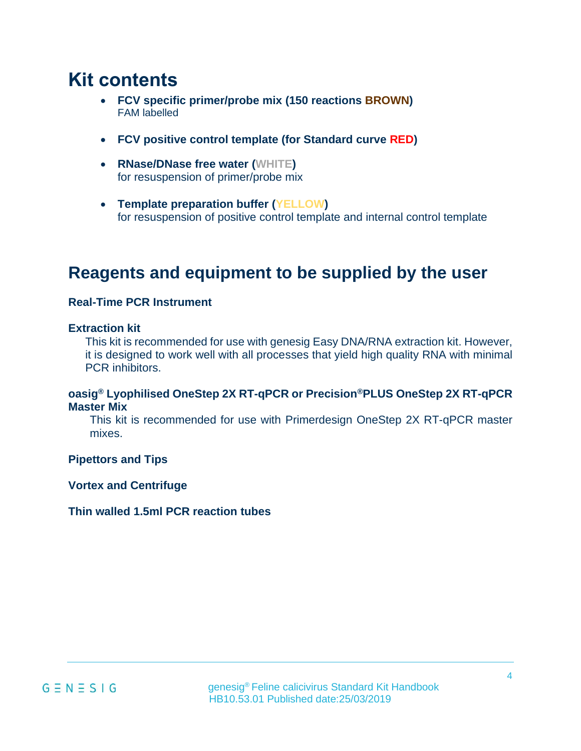# Kit contents

- **FCV specific primer/probe mix (150 reactions BROWN)**
  FAM labelled

- **FCV positive control template (for Standard curve RED)**

- **RNase/DNase free water (WHITE)**
  for resuspension of primer/probe mix

- **Template preparation buffer (YELLOW)**
  for resuspension of positive control template and internal control template

# Reagents and equipment to be supplied by the user

**Real-Time PCR Instrument**

**Extraction kit**

This kit is recommended for use with genesig Easy DNA/RNA extraction kit. However, it is designed to work well with all processes that yield high quality RNA with minimal PCR inhibitors.

**oasig® Lyophilised OneStep 2X RT-qPCR or Precision®PLUS OneStep 2X RT-qPCR Master Mix**

This kit is recommended for use with Primerdesign OneStep 2X RT-qPCR master mixes.

**Pipettors and Tips**

**Vortex and Centrifuge**

**Thin walled 1.5ml PCR reaction tubes**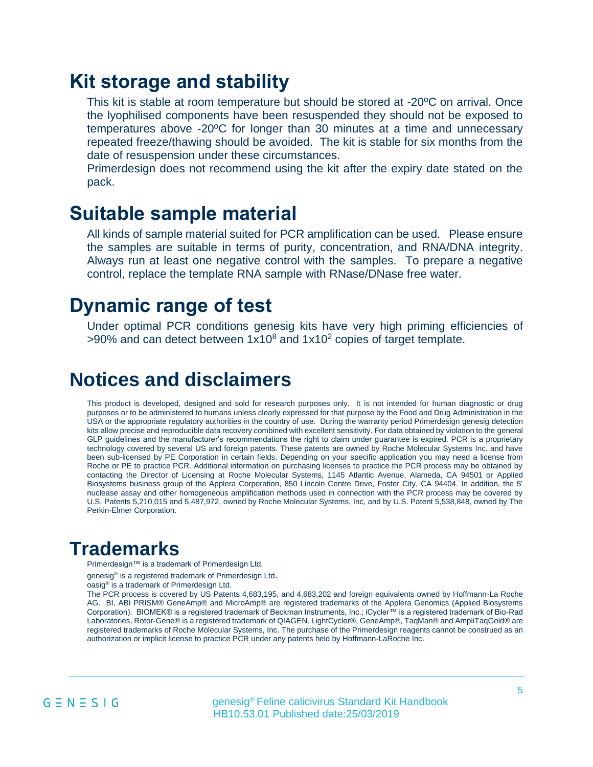# Kit storage and stability

This kit is stable at room temperature but should be stored at -20ºC on arrival. Once the lyophilised components have been resuspended they should not be exposed to temperatures above -20ºC for longer than 30 minutes at a time and unnecessary repeated freeze/thawing should be avoided. The kit is stable for six months from the date of resuspension under these circumstances.

Primerdesign does not recommend using the kit after the expiry date stated on the pack.

# Suitable sample material

All kinds of sample material suited for PCR amplification can be used. Please ensure the samples are suitable in terms of purity, concentration, and RNA/DNA integrity. Always run at least one negative control with the samples. To prepare a negative control, replace the template RNA sample with RNase/DNase free water.

# Dynamic range of test

Under optimal PCR conditions genesig kits have very high priming efficiencies of >90% and can detect between $1x10^8$ and $1x10^2$ copies of target template.

# Notices and disclaimers

This product is developed, designed and sold for research purposes only. It is not intended for human diagnostic or drug purposes or to be administered to humans unless clearly expressed for that purpose by the Food and Drug Administration in the USA or the appropriate regulatory authorities in the country of use. During the warranty period Primerdesign genesig detection kits allow precise and reproducible data recovery combined with excellent sensitivity. For data obtained by violation to the general GLP guidelines and the manufacturer's recommendations the right to claim under guarantee is expired. PCR is a proprietary technology covered by several US and foreign patents. These patents are owned by Roche Molecular Systems Inc. and have been sub-licensed by PE Corporation in certain fields. Depending on your specific application you may need a license from Roche or PE to practice PCR. Additional information on purchasing licenses to practice the PCR process may be obtained by contacting the Director of Licensing at Roche Molecular Systems, 1145 Atlantic Avenue, Alameda, CA 94501 or Applied Biosystems business group of the Applera Corporation, 850 Lincoln Centre Drive, Foster City, CA 94404. In addition, the 5' nuclease assay and other homogeneous amplification methods used in connection with the PCR process may be covered by U.S. Patents 5,210,015 and 5,487,972, owned by Roche Molecular Systems, Inc, and by U.S. Patent 5,538,848, owned by The Perkin-Elmer Corporation.

# Trademarks

Primerdesign™ is a trademark of Primerdesign Ltd.

genesig® is a registered trademark of Primerdesign Ltd.

oasig® is a trademark of Primerdesign Ltd.

The PCR process is covered by US Patents 4,683,195, and 4,683,202 and foreign equivalents owned by Hoffmann-La Roche AG. BI, ABI PRISM® GeneAmp® and MicroAmp® are registered trademarks of the Applera Genomics (Applied Biosystems Corporation). BIOMEK® is a registered trademark of Beckman Instruments, Inc.; iCycler™ is a registered trademark of Bio-Rad Laboratories, Rotor-Gene® is a registered trademark of QIAGEN. LightCycler®, GeneAmp®, TaqMan® and AmpliTaqGold® are registered trademarks of Roche Molecular Systems, Inc. The purchase of the Primerdesign reagents cannot be construed as an authorization or implicit license to practice PCR under any patents held by Hoffmann-LaRoche Inc.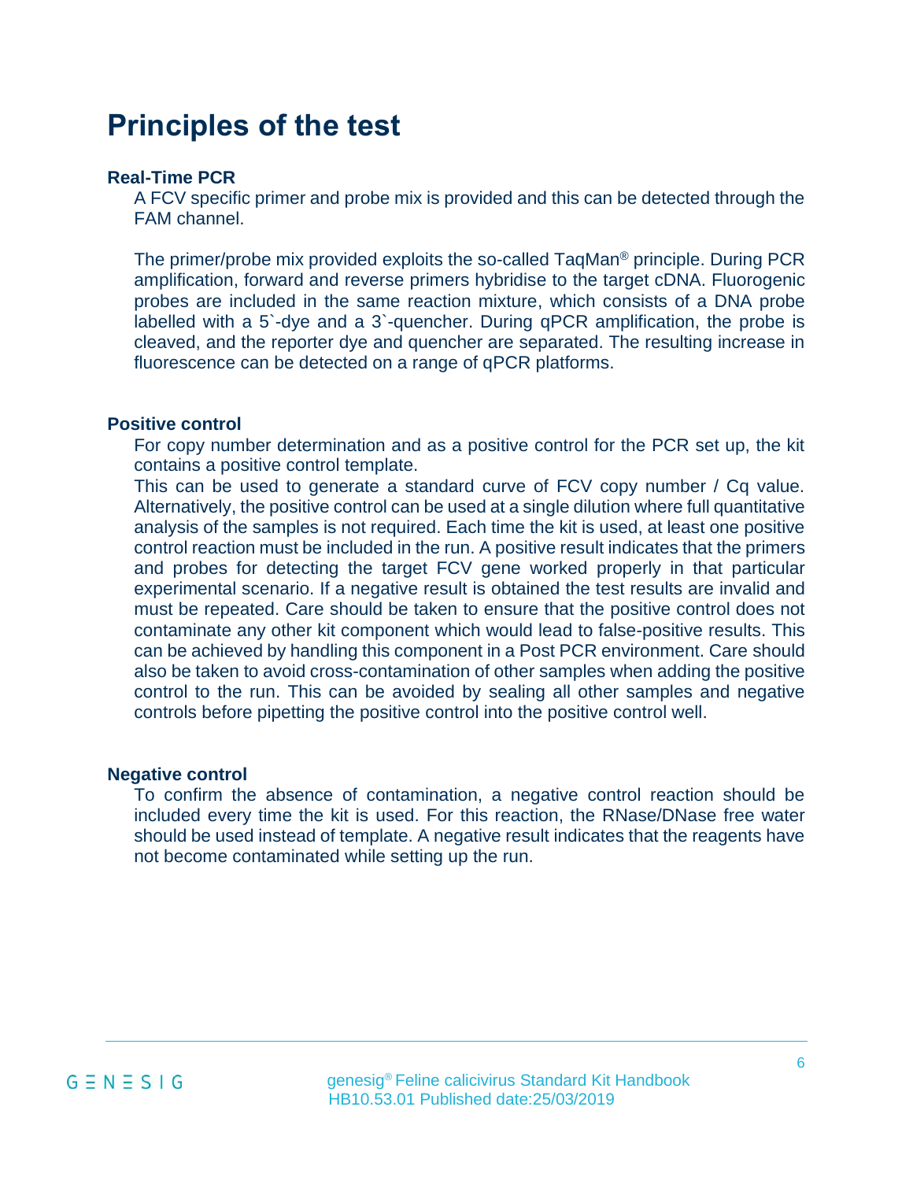# Principles of the test

### Real-Time PCR

A FCV specific primer and probe mix is provided and this can be detected through the FAM channel.

The primer/probe mix provided exploits the so-called TaqMan® principle. During PCR amplification, forward and reverse primers hybridise to the target cDNA. Fluorogenic probes are included in the same reaction mixture, which consists of a DNA probe labelled with a 5`-dye and a 3`-quencher. During qPCR amplification, the probe is cleaved, and the reporter dye and quencher are separated. The resulting increase in fluorescence can be detected on a range of qPCR platforms.

### Positive control

For copy number determination and as a positive control for the PCR set up, the kit contains a positive control template.
This can be used to generate a standard curve of FCV copy number / Cq value. Alternatively, the positive control can be used at a single dilution where full quantitative analysis of the samples is not required. Each time the kit is used, at least one positive control reaction must be included in the run. A positive result indicates that the primers and probes for detecting the target FCV gene worked properly in that particular experimental scenario. If a negative result is obtained the test results are invalid and must be repeated. Care should be taken to ensure that the positive control does not contaminate any other kit component which would lead to false-positive results. This can be achieved by handling this component in a Post PCR environment. Care should also be taken to avoid cross-contamination of other samples when adding the positive control to the run. This can be avoided by sealing all other samples and negative controls before pipetting the positive control into the positive control well.

### Negative control

To confirm the absence of contamination, a negative control reaction should be included every time the kit is used. For this reaction, the RNase/DNase free water should be used instead of template. A negative result indicates that the reagents have not become contaminated while setting up the run.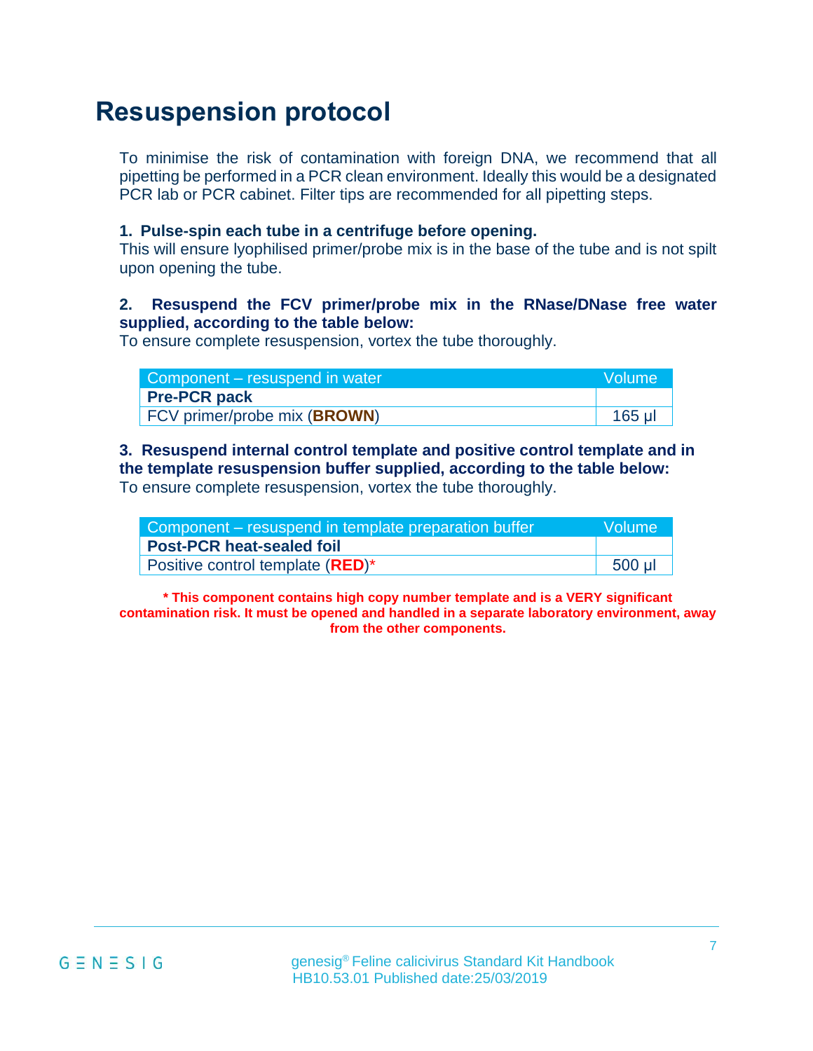# Resuspension protocol

To minimise the risk of contamination with foreign DNA, we recommend that all pipetting be performed in a PCR clean environment. Ideally this would be a designated PCR lab or PCR cabinet. Filter tips are recommended for all pipetting steps.

**1. Pulse-spin each tube in a centrifuge before opening.**
This will ensure lyophilised primer/probe mix is in the base of the tube and is not spilt upon opening the tube.

**2. Resuspend the FCV primer/probe mix in the RNase/DNase free water supplied, according to the table below:**
To ensure complete resuspension, vortex the tube thoroughly.

| Component – resuspend in water | Volume |
| --- | --- |
| **Pre-PCR pack** | |
| FCV primer/probe mix (**BROWN**) | 165 µl |

**3. Resuspend internal control template and positive control template and in the template resuspension buffer supplied, according to the table below:**
To ensure complete resuspension, vortex the tube thoroughly.

| Component – resuspend in template preparation buffer | Volume |
| --- | --- |
| **Post-PCR heat-sealed foil** | |
| Positive control template (**RED**)* | 500 µl |

**\* This component contains high copy number template and is a VERY significant contamination risk. It must be opened and handled in a separate laboratory environment, away from the other components.**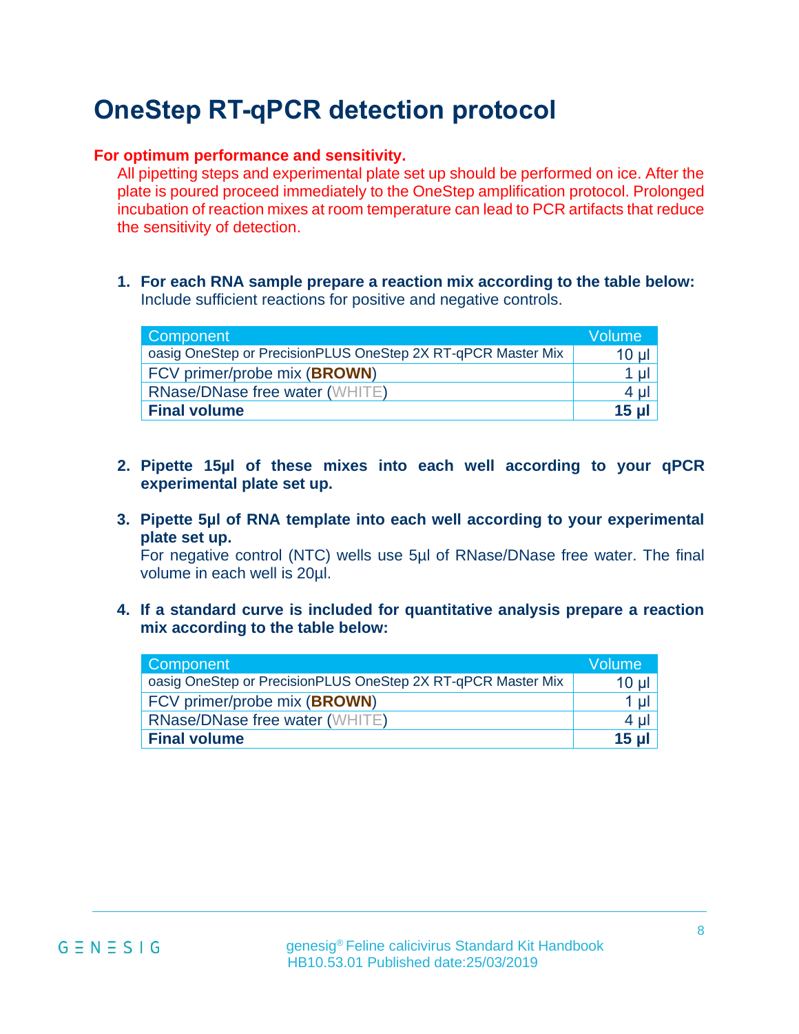# OneStep RT-qPCR detection protocol

**For optimum performance and sensitivity.**

All pipetting steps and experimental plate set up should be performed on ice. After the plate is poured proceed immediately to the OneStep amplification protocol. Prolonged incubation of reaction mixes at room temperature can lead to PCR artifacts that reduce the sensitivity of detection.

1. **For each RNA sample prepare a reaction mix according to the table below:**
   Include sufficient reactions for positive and negative controls.

| Component | Volume |
| --- | --- |
| oasig OneStep or PrecisionPLUS OneStep 2X RT-qPCR Master Mix | 10 µl |
| FCV primer/probe mix (**BROWN**) | 1 µl |
| RNase/DNase free water (WHITE) | 4 µl |
| **Final volume** | **15 µl** |

2. **Pipette 15µl of these mixes into each well according to your qPCR experimental plate set up.**

3. **Pipette 5µl of RNA template into each well according to your experimental plate set up.**
   For negative control (NTC) wells use 5µl of RNase/DNase free water. The final volume in each well is 20µl.

4. **If a standard curve is included for quantitative analysis prepare a reaction mix according to the table below:**

| Component | Volume |
| --- | --- |
| oasig OneStep or PrecisionPLUS OneStep 2X RT-qPCR Master Mix | 10 µl |
| FCV primer/probe mix (**BROWN**) | 1 µl |
| RNase/DNase free water (WHITE) | 4 µl |
| **Final volume** | **15 µl** |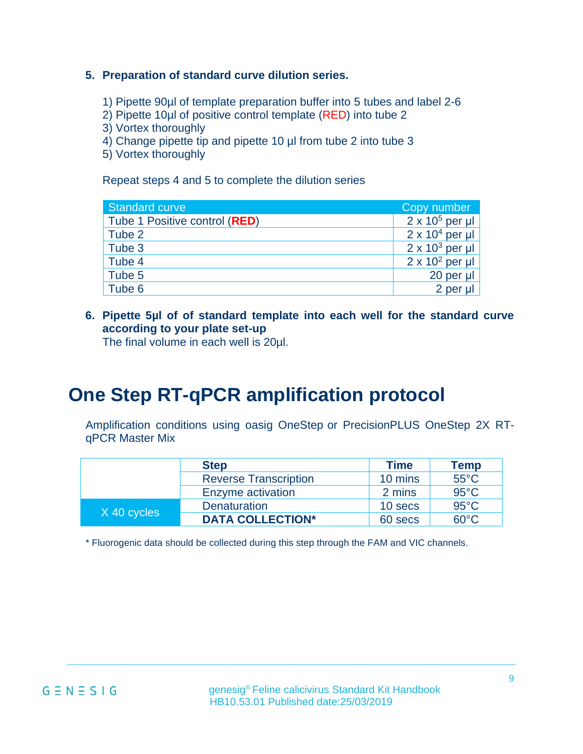## 5. Preparation of standard curve dilution series.

1) Pipette 90µl of template preparation buffer into 5 tubes and label 2-6
2) Pipette 10µl of positive control template (RED) into tube 2
3) Vortex thoroughly
4) Change pipette tip and pipette 10 µl from tube 2 into tube 3
5) Vortex thoroughly

Repeat steps 4 and 5 to complete the dilution series

| Standard curve | Copy number |
|---|---|
| Tube 1 Positive control (**RED**) | $2 \times 10^5$ per µl |
| Tube 2 | $2 \times 10^4$ per µl |
| Tube 3 | $2 \times 10^3$ per µl |
| Tube 4 | $2 \times 10^2$ per µl |
| Tube 5 | 20 per µl |
| Tube 6 | 2 per µl |

## 6. Pipette 5µl of of standard template into each well for the standard curve according to your plate set-up

The final volume in each well is 20µl.

# One Step RT-qPCR amplification protocol

Amplification conditions using oasig OneStep or PrecisionPLUS OneStep 2X RT-qPCR Master Mix

| | Step | Time | Temp |
|---|---|---|---|
| | Reverse Transcription | 10 mins | 55°C |
| | Enzyme activation | 2 mins | 95°C |
| X 40 cycles | Denaturation | 10 secs | 95°C |
| | **DATA COLLECTION*** | 60 secs | 60°C |

* Fluorogenic data should be collected during this step through the FAM and VIC channels.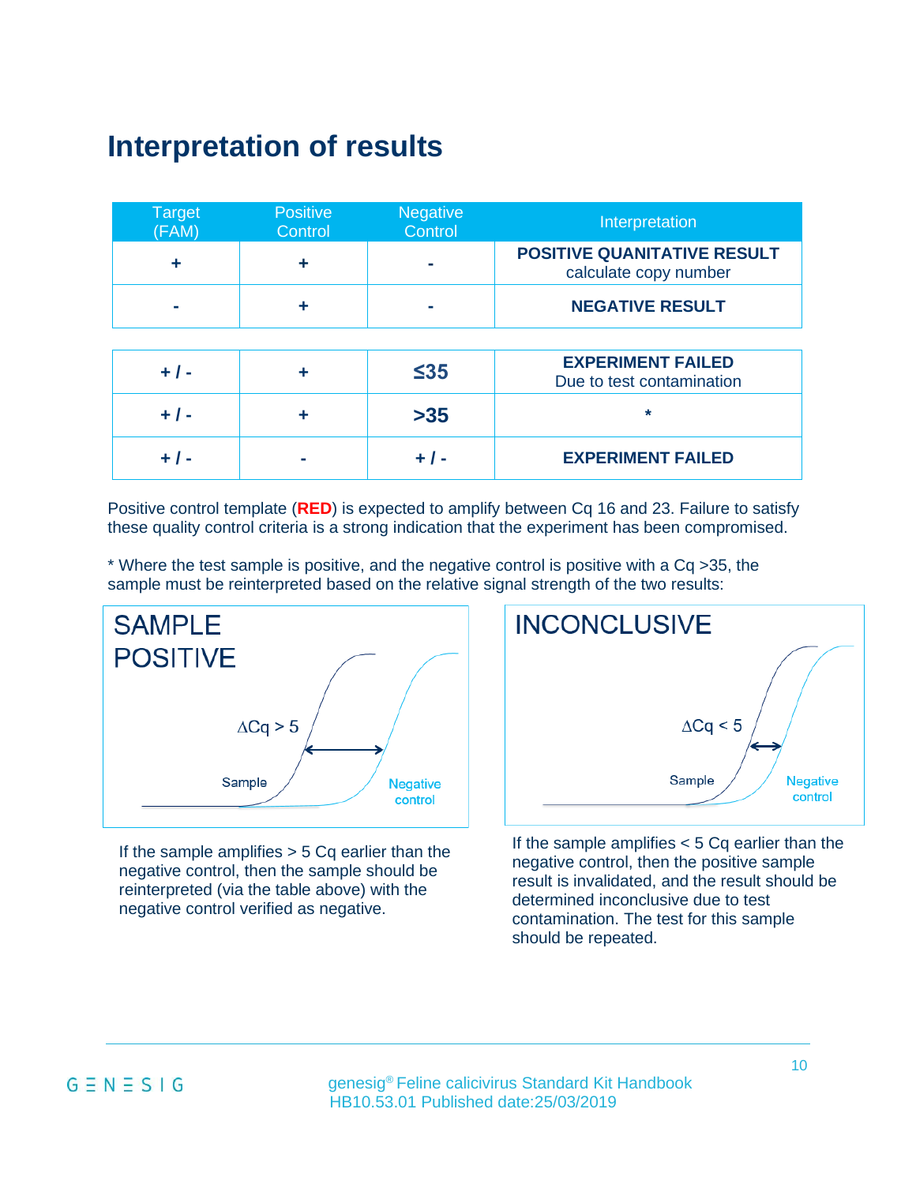# Interpretation of results

| Target (FAM) | Positive Control | Negative Control | Interpretation |
|---|---|---|---|
| + | + | - | **POSITIVE QUANITATIVE RESULT** calculate copy number |
| - | + | - | **NEGATIVE RESULT** |
| + / - | + | ≤35 | **EXPERIMENT FAILED** Due to test contamination |
| + / - | + | >35 | * |
| + / - | - | + / - | **EXPERIMENT FAILED** |

Positive control template (**RED**) is expected to amplify between Cq 16 and 23. Failure to satisfy these quality control criteria is a strong indication that the experiment has been compromised.

* Where the test sample is positive, and the negative control is positive with a Cq >35, the sample must be reinterpreted based on the relative signal strength of the two results:

SAMPLE POSITIVE

ΔCq > 5

Sample

Negative control

If the sample amplifies > 5 Cq earlier than the negative control, then the sample should be reinterpreted (via the table above) with the negative control verified as negative.

INCONCLUSIVE

ΔCq < 5

Sample

Negative control

If the sample amplifies < 5 Cq earlier than the negative control, then the positive sample result is invalidated, and the result should be determined inconclusive due to test contamination. The test for this sample should be repeated.